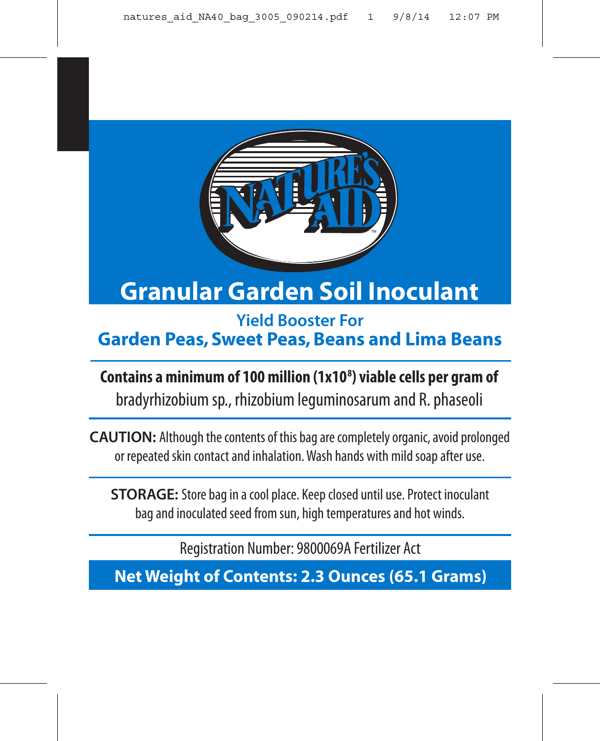NATURE'S AID™

# Granular Garden Soil Inoculant

## Yield Booster For
## Garden Peas, Sweet Peas, Beans and Lima Beans

**Contains a minimum of 100 million ($1x10^8$) viable cells per gram of**
bradyrhizobium sp., rhizobium leguminosarum and R. phaseoli

**CAUTION:** Although the contents of this bag are completely organic, avoid prolonged or repeated skin contact and inhalation. Wash hands with mild soap after use.

**STORAGE:** Store bag in a cool place. Keep closed until use. Protect inoculant bag and inoculated seed from sun, high temperatures and hot winds.

Registration Number: 9800069A Fertilizer Act

**Net Weight of Contents: 2.3 Ounces (65.1 Grams)**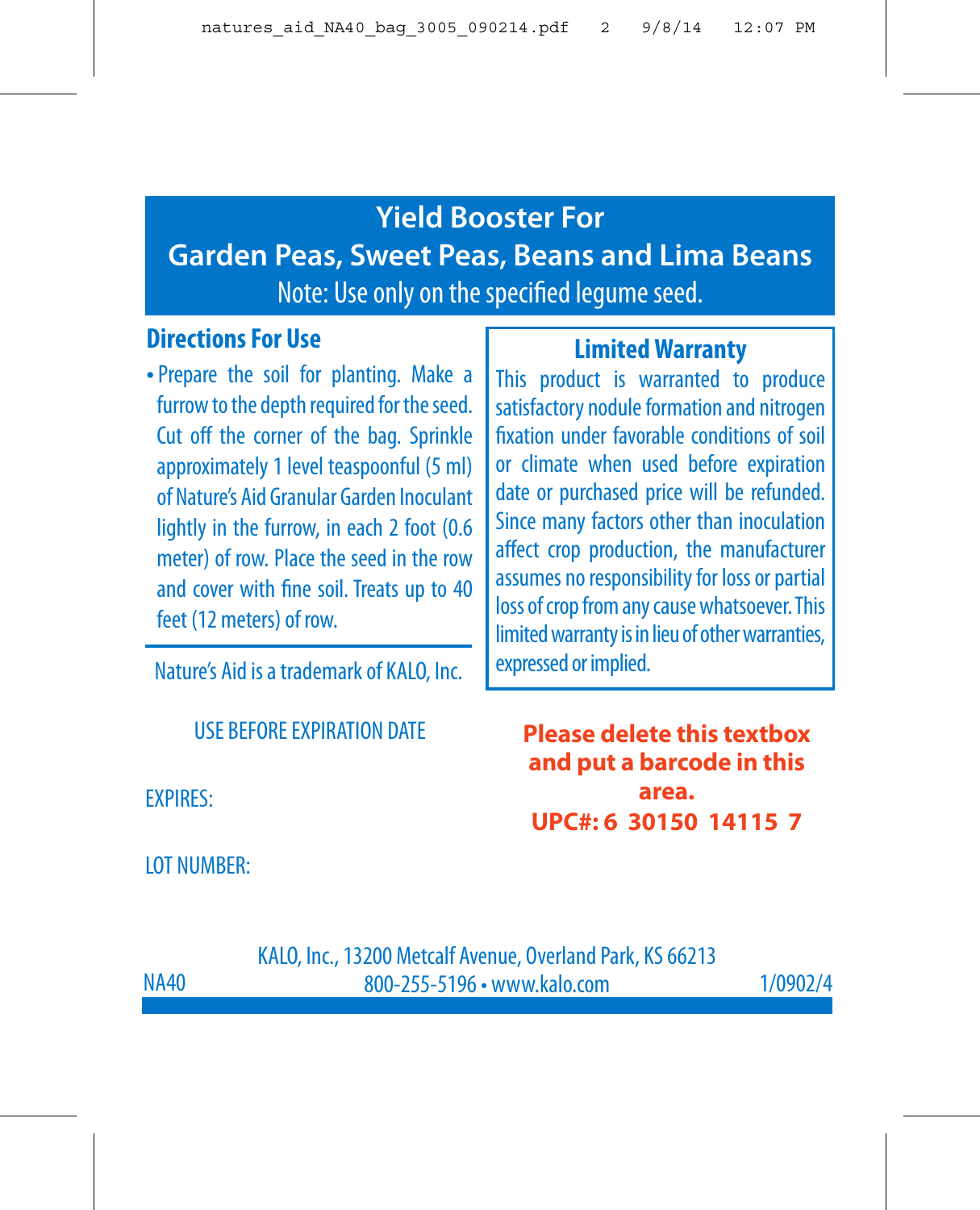# Yield Booster For
# Garden Peas, Sweet Peas, Beans and Lima Beans

Note: Use only on the specified legume seed.

## Directions For Use

- Prepare the soil for planting. Make a furrow to the depth required for the seed. Cut off the corner of the bag. Sprinkle approximately 1 level teaspoonful (5 ml) of Nature's Aid Granular Garden Inoculant lightly in the furrow, in each 2 foot (0.6 meter) of row. Place the seed in the row and cover with fine soil. Treats up to 40 feet (12 meters) of row.

Nature's Aid is a trademark of KALO, Inc.

## Limited Warranty

This product is warranted to produce satisfactory nodule formation and nitrogen fixation under favorable conditions of soil or climate when used before expiration date or purchased price will be refunded. Since many factors other than inoculation affect crop production, the manufacturer assumes no responsibility for loss or partial loss of crop from any cause whatsoever. This limited warranty is in lieu of other warranties, expressed or implied.

USE BEFORE EXPIRATION DATE

EXPIRES:

LOT NUMBER:

**Please delete this textbox and put a barcode in this area.**
**UPC#: 6 30150 14115 7**

KALO, Inc., 13200 Metcalf Avenue, Overland Park, KS 66213

NA40 800-255-5196 • www.kalo.com 1/0902/4